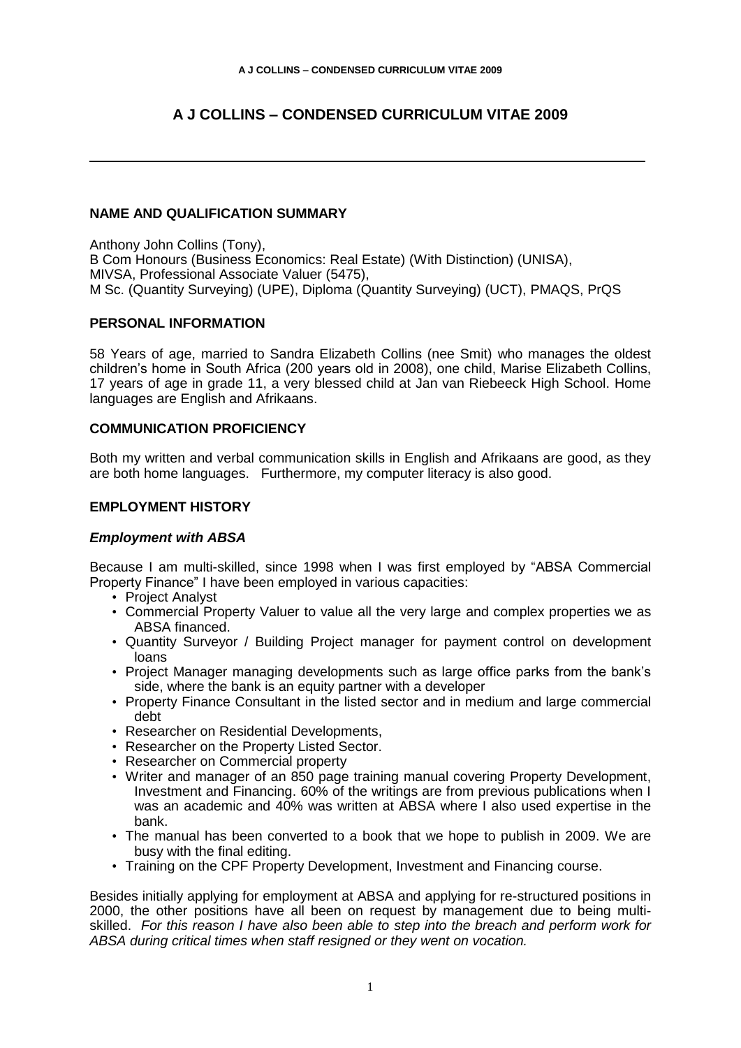# A J COLLINS – CONDENSED CURRICULUM VITAE 2009

## NAME AND QUALIFICATION SUMMARY

Anthony John Collins (Tony),
B Com Honours (Business Economics: Real Estate) (With Distinction) (UNISA),
MIVSA, Professional Associate Valuer (5475),
M Sc. (Quantity Surveying) (UPE), Diploma (Quantity Surveying) (UCT), PMAQS, PrQS

## PERSONAL INFORMATION

58 Years of age, married to Sandra Elizabeth Collins (nee Smit) who manages the oldest children's home in South Africa (200 years old in 2008), one child, Marise Elizabeth Collins, 17 years of age in grade 11, a very blessed child at Jan van Riebeeck High School. Home languages are English and Afrikaans.

## COMMUNICATION PROFICIENCY

Both my written and verbal communication skills in English and Afrikaans are good, as they are both home languages. Furthermore, my computer literacy is also good.

## EMPLOYMENT HISTORY

### *Employment with ABSA*

Because I am multi-skilled, since 1998 when I was first employed by "ABSA Commercial Property Finance" I have been employed in various capacities:

- Project Analyst
- Commercial Property Valuer to value all the very large and complex properties we as ABSA financed.
- Quantity Surveyor / Building Project manager for payment control on development loans
- Project Manager managing developments such as large office parks from the bank's side, where the bank is an equity partner with a developer
- Property Finance Consultant in the listed sector and in medium and large commercial debt
- Researcher on Residential Developments,
- Researcher on the Property Listed Sector.
- Researcher on Commercial property
- Writer and manager of an 850 page training manual covering Property Development, Investment and Financing. 60% of the writings are from previous publications when I was an academic and 40% was written at ABSA where I also used expertise in the bank.
- The manual has been converted to a book that we hope to publish in 2009. We are busy with the final editing.
- Training on the CPF Property Development, Investment and Financing course.

Besides initially applying for employment at ABSA and applying for re-structured positions in 2000, the other positions have all been on request by management due to being multi-skilled. *For this reason I have also been able to step into the breach and perform work for ABSA during critical times when staff resigned or they went on vocation.*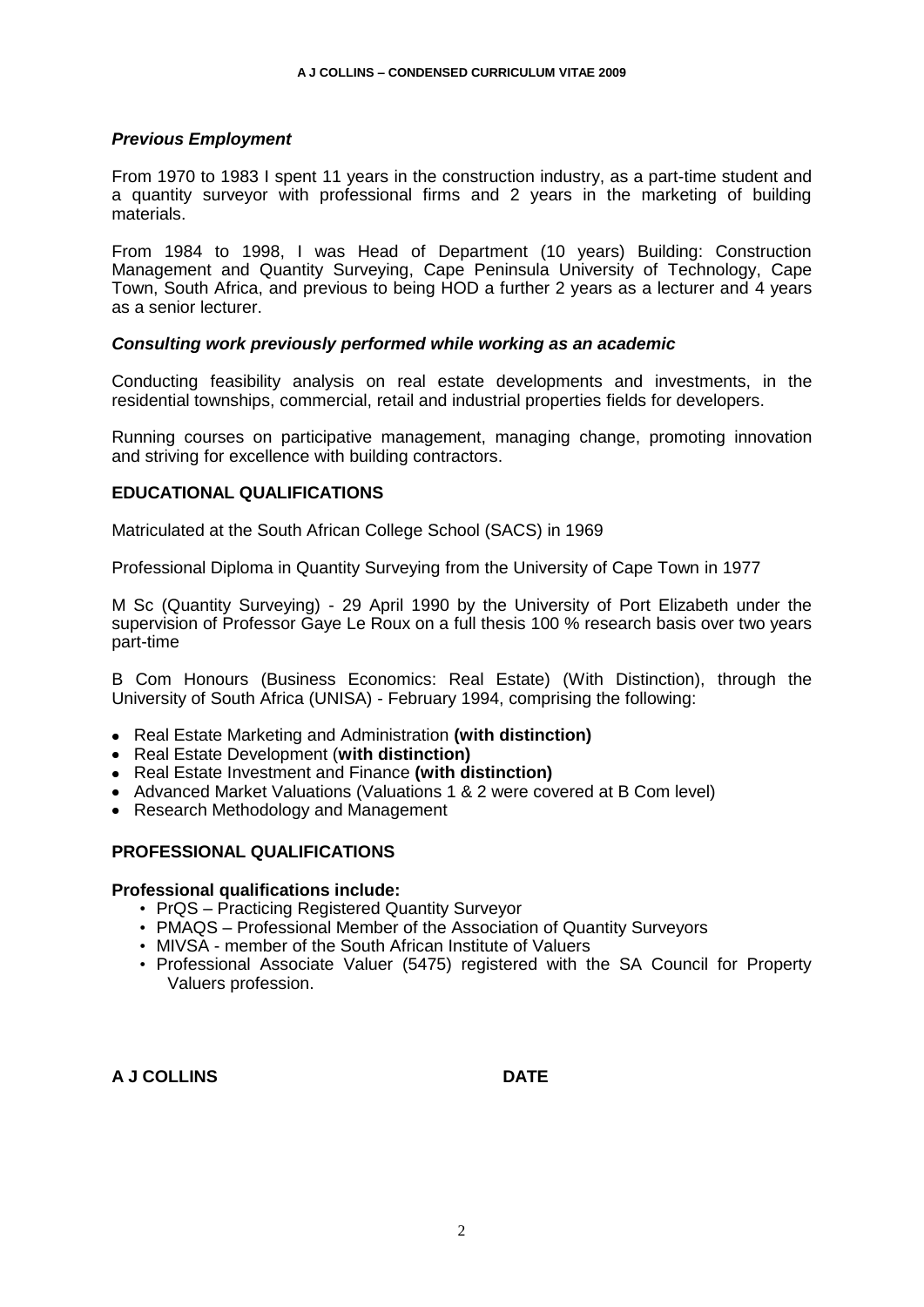### ***Previous Employment***

From 1970 to 1983 I spent 11 years in the construction industry, as a part-time student and a quantity surveyor with professional firms and 2 years in the marketing of building materials.

From 1984 to 1998, I was Head of Department (10 years) Building: Construction Management and Quantity Surveying, Cape Peninsula University of Technology, Cape Town, South Africa, and previous to being HOD a further 2 years as a lecturer and 4 years as a senior lecturer.

### ***Consulting work previously performed while working as an academic***

Conducting feasibility analysis on real estate developments and investments, in the residential townships, commercial, retail and industrial properties fields for developers.

Running courses on participative management, managing change, promoting innovation and striving for excellence with building contractors.

## EDUCATIONAL QUALIFICATIONS

Matriculated at the South African College School (SACS) in 1969

Professional Diploma in Quantity Surveying from the University of Cape Town in 1977

M Sc (Quantity Surveying) - 29 April 1990 by the University of Port Elizabeth under the supervision of Professor Gaye Le Roux on a full thesis 100 % research basis over two years part-time

B Com Honours (Business Economics: Real Estate) (With Distinction), through the University of South Africa (UNISA) - February 1994, comprising the following:

- Real Estate Marketing and Administration **(with distinction)**
- Real Estate Development (**with distinction)**
- Real Estate Investment and Finance **(with distinction)**
- Advanced Market Valuations (Valuations 1 & 2 were covered at B Com level)
- Research Methodology and Management

## PROFESSIONAL QUALIFICATIONS

**Professional qualifications include:**

- PrQS – Practicing Registered Quantity Surveyor
- PMAQS – Professional Member of the Association of Quantity Surveyors
- MIVSA - member of the South African Institute of Valuers
- Professional Associate Valuer (5475) registered with the SA Council for Property Valuers profession.

**A J COLLINS** **DATE**